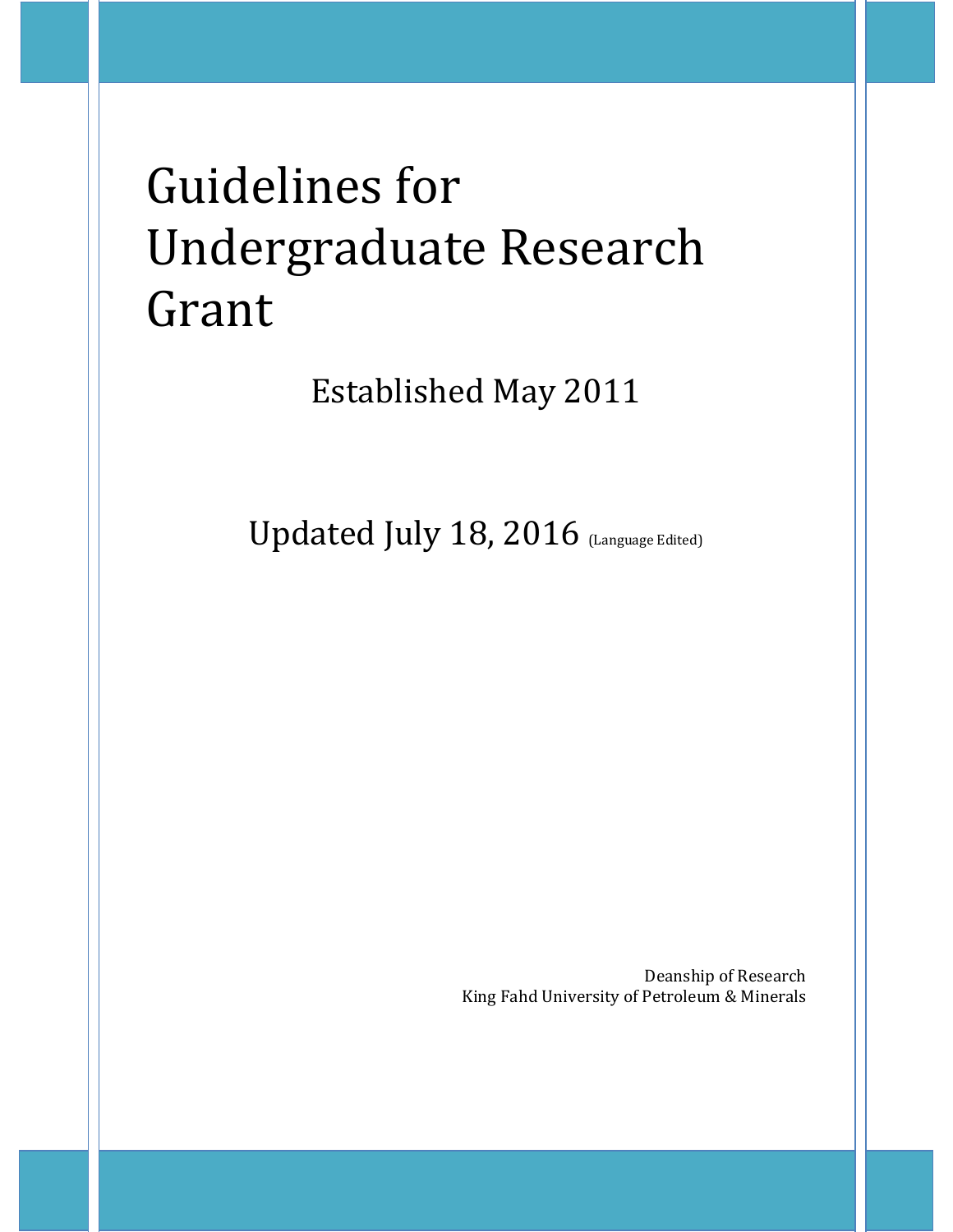# Guidelines for Undergraduate Research Grant

Established May 2011

Updated July 18, 2016 (Language Edited)

Deanship of Research
King Fahd University of Petroleum & Minerals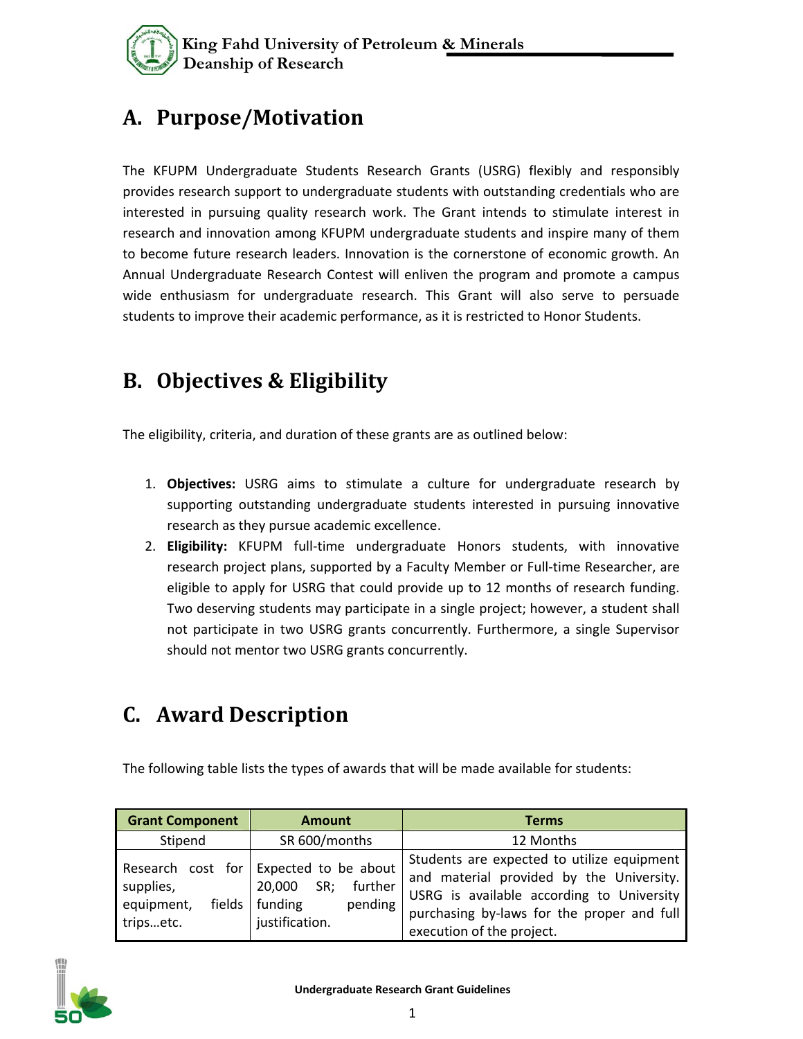## A. Purpose/Motivation

The KFUPM Undergraduate Students Research Grants (USRG) flexibly and responsibly provides research support to undergraduate students with outstanding credentials who are interested in pursuing quality research work. The Grant intends to stimulate interest in research and innovation among KFUPM undergraduate students and inspire many of them to become future research leaders. Innovation is the cornerstone of economic growth. An Annual Undergraduate Research Contest will enliven the program and promote a campus wide enthusiasm for undergraduate research. This Grant will also serve to persuade students to improve their academic performance, as it is restricted to Honor Students.

## B. Objectives & Eligibility

The eligibility, criteria, and duration of these grants are as outlined below:

1. **Objectives:** USRG aims to stimulate a culture for undergraduate research by supporting outstanding undergraduate students interested in pursuing innovative research as they pursue academic excellence.
2. **Eligibility:** KFUPM full-time undergraduate Honors students, with innovative research project plans, supported by a Faculty Member or Full-time Researcher, are eligible to apply for USRG that could provide up to 12 months of research funding. Two deserving students may participate in a single project; however, a student shall not participate in two USRG grants concurrently. Furthermore, a single Supervisor should not mentor two USRG grants concurrently.

## C. Award Description

The following table lists the types of awards that will be made available for students:

| Grant Component | Amount | Terms |
|---|---|---|
| Stipend | SR 600/months | 12 Months |
| Research cost for supplies, equipment, fields trips…etc. | Expected to be about 20,000 SR; further funding pending justification. | Students are expected to utilize equipment and material provided by the University. USRG is available according to University purchasing by-laws for the proper and full execution of the project. |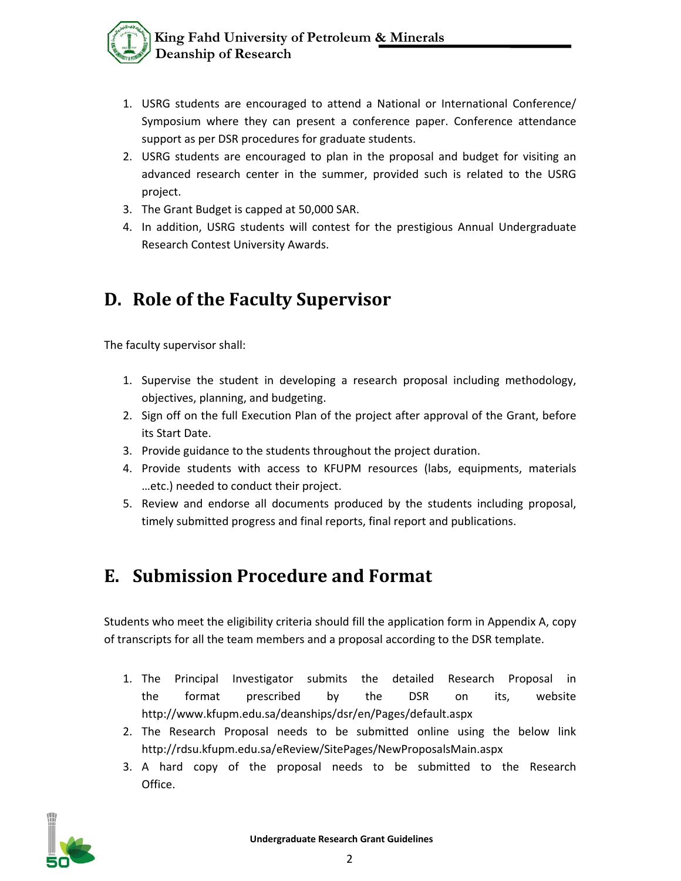1. USRG students are encouraged to attend a National or International Conference/ Symposium where they can present a conference paper. Conference attendance support as per DSR procedures for graduate students.
2. USRG students are encouraged to plan in the proposal and budget for visiting an advanced research center in the summer, provided such is related to the USRG project.
3. The Grant Budget is capped at 50,000 SAR.
4. In addition, USRG students will contest for the prestigious Annual Undergraduate Research Contest University Awards.

## D. Role of the Faculty Supervisor

The faculty supervisor shall:

1. Supervise the student in developing a research proposal including methodology, objectives, planning, and budgeting.
2. Sign off on the full Execution Plan of the project after approval of the Grant, before its Start Date.
3. Provide guidance to the students throughout the project duration.
4. Provide students with access to KFUPM resources (labs, equipments, materials …etc.) needed to conduct their project.
5. Review and endorse all documents produced by the students including proposal, timely submitted progress and final reports, final report and publications.

## E. Submission Procedure and Format

Students who meet the eligibility criteria should fill the application form in Appendix A, copy of transcripts for all the team members and a proposal according to the DSR template.

1. The Principal Investigator submits the detailed Research Proposal in the format prescribed by the DSR on its, website http://www.kfupm.edu.sa/deanships/dsr/en/Pages/default.aspx
2. The Research Proposal needs to be submitted online using the below link http://rdsu.kfupm.edu.sa/eReview/SitePages/NewProposalsMain.aspx
3. A hard copy of the proposal needs to be submitted to the Research Office.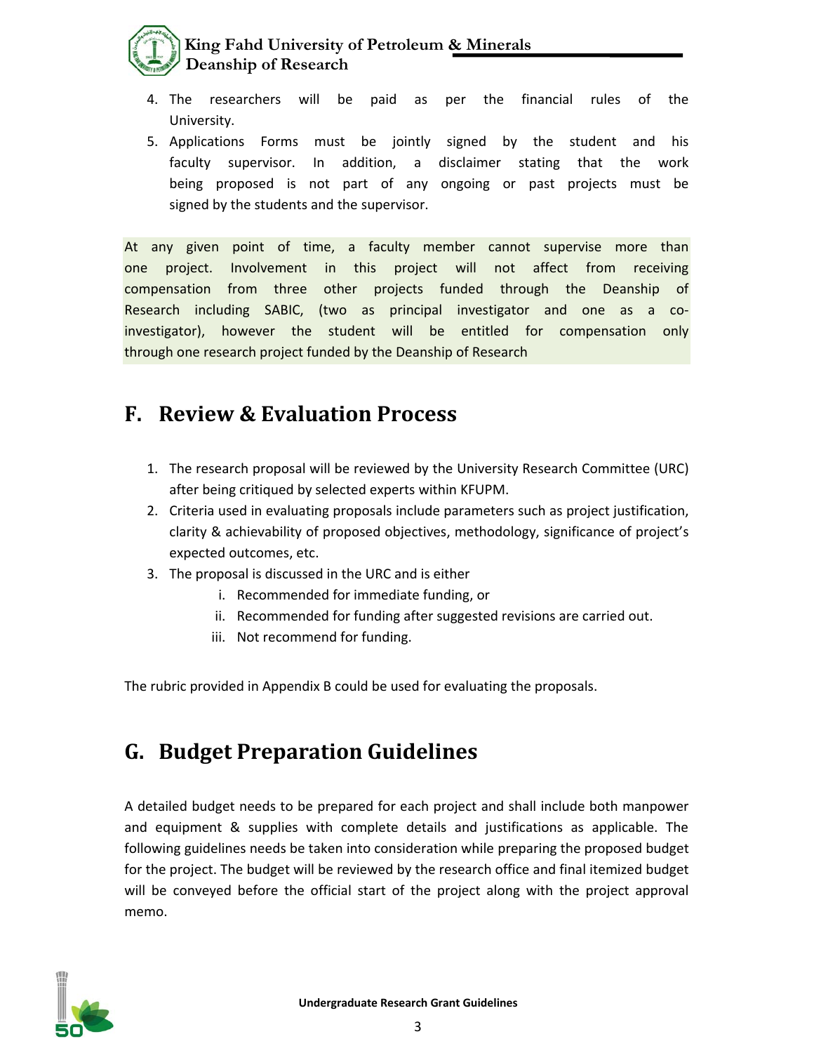4. The researchers will be paid as per the financial rules of the University.
5. Applications Forms must be jointly signed by the student and his faculty supervisor. In addition, a disclaimer stating that the work being proposed is not part of any ongoing or past projects must be signed by the students and the supervisor.

At any given point of time, a faculty member cannot supervise more than one project. Involvement in this project will not affect from receiving compensation from three other projects funded through the Deanship of Research including SABIC, (two as principal investigator and one as a co-investigator), however the student will be entitled for compensation only through one research project funded by the Deanship of Research

## F. Review & Evaluation Process

1. The research proposal will be reviewed by the University Research Committee (URC) after being critiqued by selected experts within KFUPM.
2. Criteria used in evaluating proposals include parameters such as project justification, clarity & achievability of proposed objectives, methodology, significance of project's expected outcomes, etc.
3. The proposal is discussed in the URC and is either
   i. Recommended for immediate funding, or
   ii. Recommended for funding after suggested revisions are carried out.
   iii. Not recommend for funding.

The rubric provided in Appendix B could be used for evaluating the proposals.

## G. Budget Preparation Guidelines

A detailed budget needs to be prepared for each project and shall include both manpower and equipment & supplies with complete details and justifications as applicable. The following guidelines needs be taken into consideration while preparing the proposed budget for the project. The budget will be reviewed by the research office and final itemized budget will be conveyed before the official start of the project along with the project approval memo.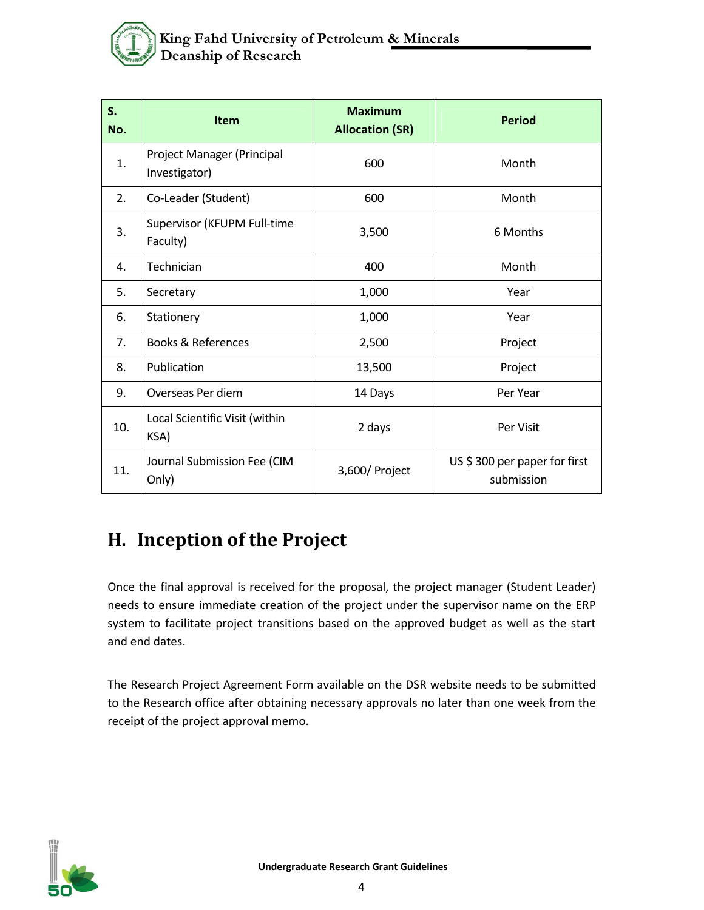| S. No. | Item | Maximum Allocation (SR) | Period |
|---|---|---|---|
| 1. | Project Manager (Principal Investigator) | 600 | Month |
| 2. | Co-Leader (Student) | 600 | Month |
| 3. | Supervisor (KFUPM Full-time Faculty) | 3,500 | 6 Months |
| 4. | Technician | 400 | Month |
| 5. | Secretary | 1,000 | Year |
| 6. | Stationery | 1,000 | Year |
| 7. | Books & References | 2,500 | Project |
| 8. | Publication | 13,500 | Project |
| 9. | Overseas Per diem | 14 Days | Per Year |
| 10. | Local Scientific Visit (within KSA) | 2 days | Per Visit |
| 11. | Journal Submission Fee (CIM Only) | 3,600/ Project | US $ 300 per paper for first submission |

## H. Inception of the Project

Once the final approval is received for the proposal, the project manager (Student Leader) needs to ensure immediate creation of the project under the supervisor name on the ERP system to facilitate project transitions based on the approved budget as well as the start and end dates.

The Research Project Agreement Form available on the DSR website needs to be submitted to the Research office after obtaining necessary approvals no later than one week from the receipt of the project approval memo.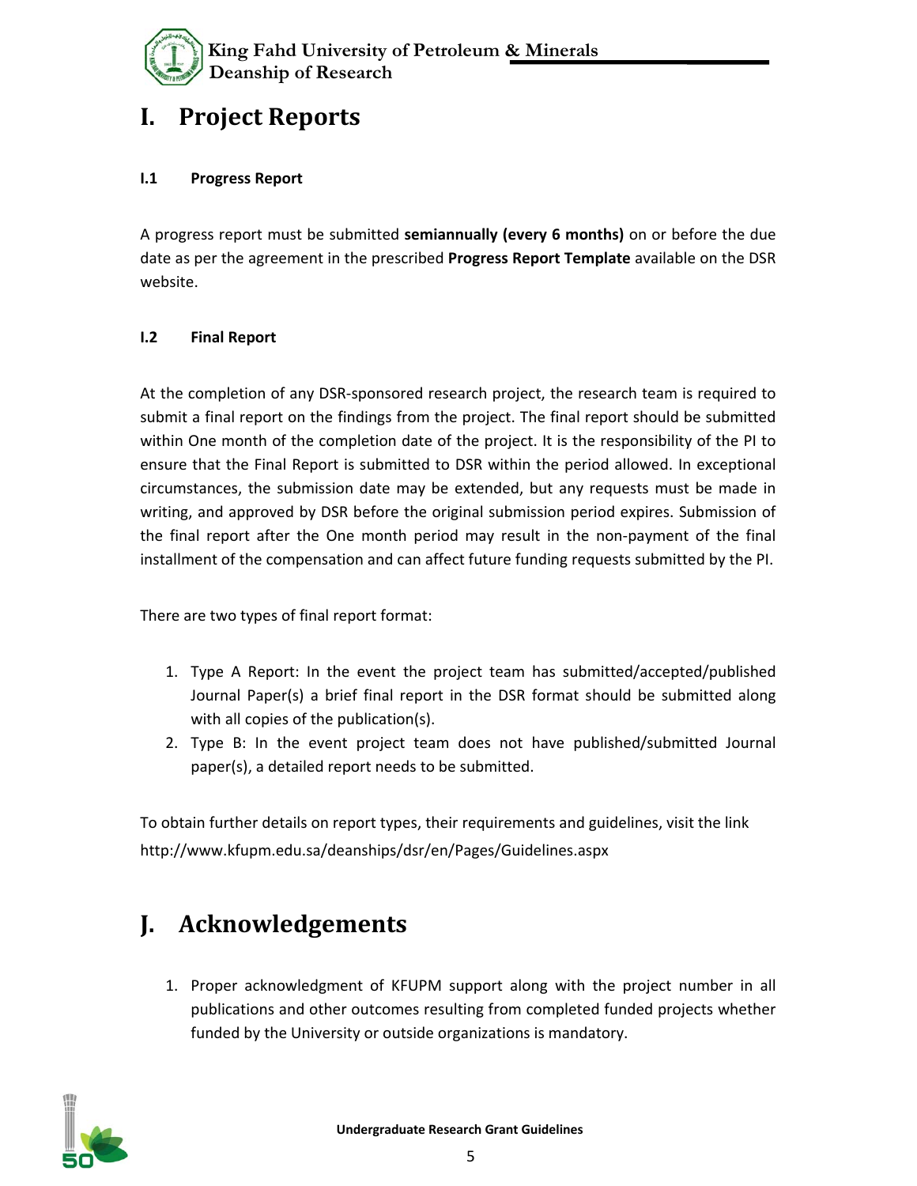# I. Project Reports

### I.1 Progress Report

A progress report must be submitted **semiannually (every 6 months)** on or before the due date as per the agreement in the prescribed **Progress Report Template** available on the DSR website.

### I.2 Final Report

At the completion of any DSR-sponsored research project, the research team is required to submit a final report on the findings from the project. The final report should be submitted within One month of the completion date of the project. It is the responsibility of the PI to ensure that the Final Report is submitted to DSR within the period allowed. In exceptional circumstances, the submission date may be extended, but any requests must be made in writing, and approved by DSR before the original submission period expires. Submission of the final report after the One month period may result in the non-payment of the final installment of the compensation and can affect future funding requests submitted by the PI.

There are two types of final report format:

1. Type A Report: In the event the project team has submitted/accepted/published Journal Paper(s) a brief final report in the DSR format should be submitted along with all copies of the publication(s).
2. Type B: In the event project team does not have published/submitted Journal paper(s), a detailed report needs to be submitted.

To obtain further details on report types, their requirements and guidelines, visit the link http://www.kfupm.edu.sa/deanships/dsr/en/Pages/Guidelines.aspx

# J. Acknowledgements

1. Proper acknowledgment of KFUPM support along with the project number in all publications and other outcomes resulting from completed funded projects whether funded by the University or outside organizations is mandatory.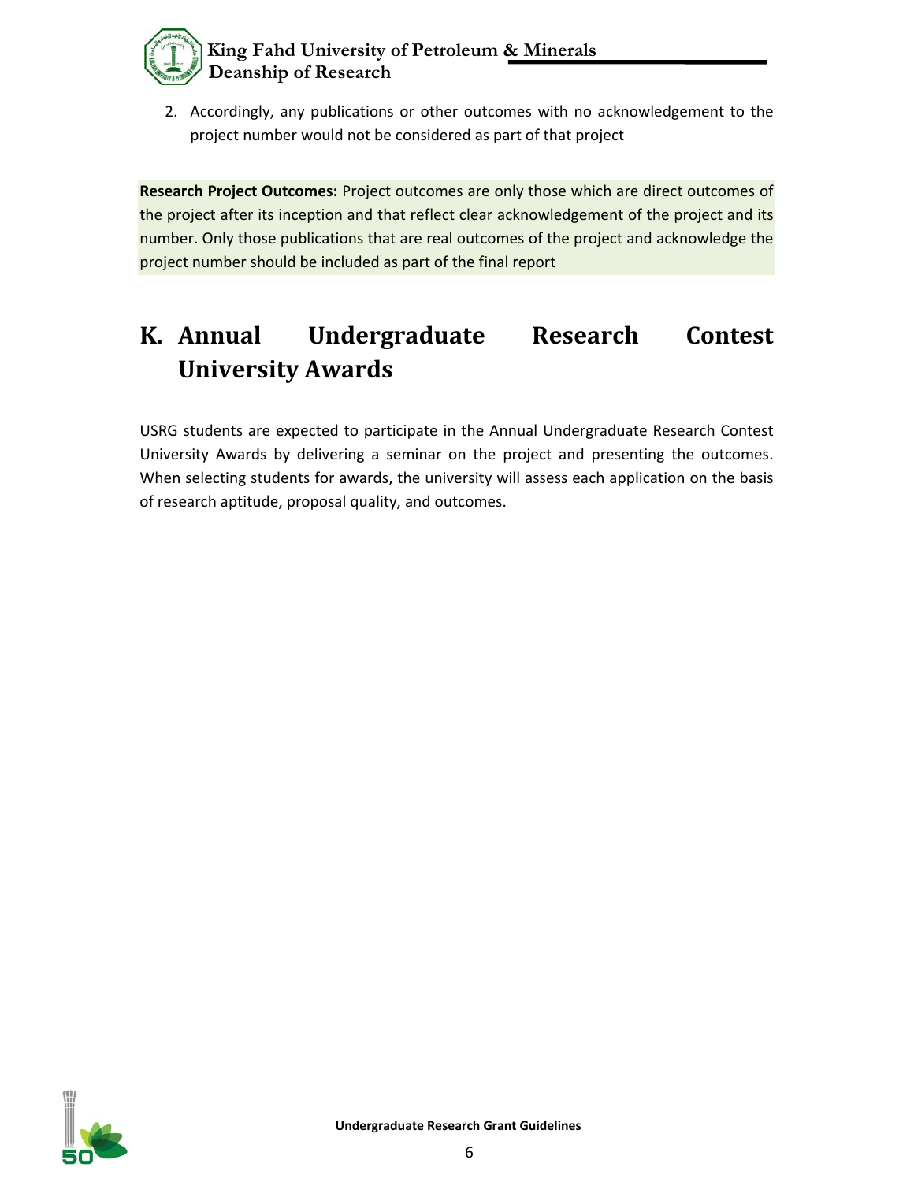2. Accordingly, any publications or other outcomes with no acknowledgement to the project number would not be considered as part of that project

**Research Project Outcomes:** Project outcomes are only those which are direct outcomes of the project after its inception and that reflect clear acknowledgement of the project and its number. Only those publications that are real outcomes of the project and acknowledge the project number should be included as part of the final report

## K. Annual Undergraduate Research Contest University Awards

USRG students are expected to participate in the Annual Undergraduate Research Contest University Awards by delivering a seminar on the project and presenting the outcomes. When selecting students for awards, the university will assess each application on the basis of research aptitude, proposal quality, and outcomes.